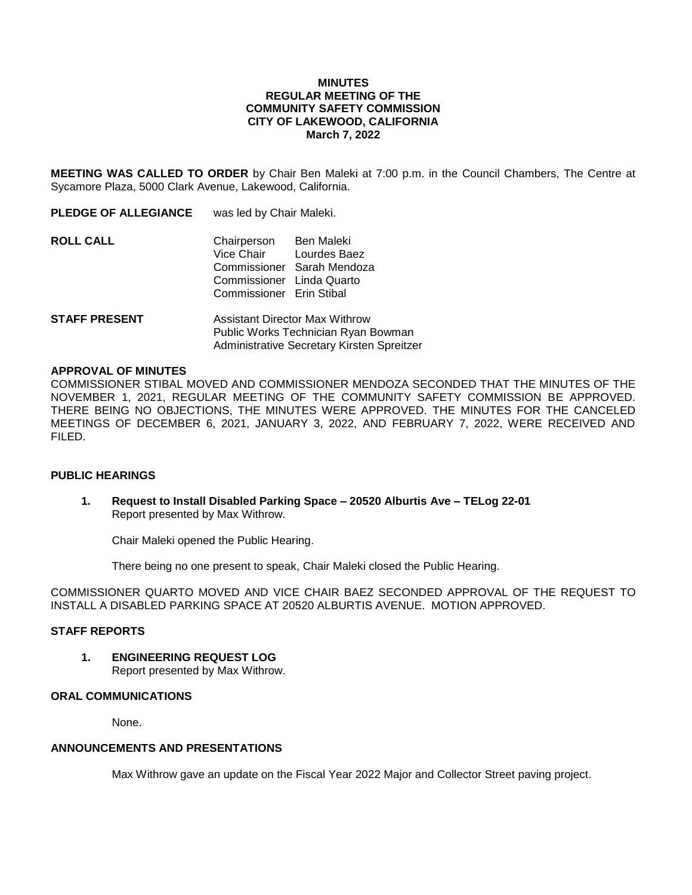**MINUTES**
**REGULAR MEETING OF THE**
**COMMUNITY SAFETY COMMISSION**
**CITY OF LAKEWOOD, CALIFORNIA**
**March 7, 2022**

**MEETING WAS CALLED TO ORDER** by Chair Ben Maleki at 7:00 p.m. in the Council Chambers, The Centre at Sycamore Plaza, 5000 Clark Avenue, Lakewood, California.

**PLEDGE OF ALLEGIANCE** was led by Chair Maleki.

**ROLL CALL**

Chairperson Ben Maleki
Vice Chair Lourdes Baez
Commissioner Sarah Mendoza
Commissioner Linda Quarto
Commissioner Erin Stibal

**STAFF PRESENT**

Assistant Director Max Withrow
Public Works Technician Ryan Bowman
Administrative Secretary Kirsten Spreitzer

**APPROVAL OF MINUTES**

COMMISSIONER STIBAL MOVED AND COMMISSIONER MENDOZA SECONDED THAT THE MINUTES OF THE NOVEMBER 1, 2021, REGULAR MEETING OF THE COMMUNITY SAFETY COMMISSION BE APPROVED. THERE BEING NO OBJECTIONS, THE MINUTES WERE APPROVED. THE MINUTES FOR THE CANCELED MEETINGS OF DECEMBER 6, 2021, JANUARY 3, 2022, AND FEBRUARY 7, 2022, WERE RECEIVED AND FILED.

**PUBLIC HEARINGS**

**1. Request to Install Disabled Parking Space – 20520 Alburtis Ave – TELog 22-01**
Report presented by Max Withrow.

Chair Maleki opened the Public Hearing.

There being no one present to speak, Chair Maleki closed the Public Hearing.

COMMISSIONER QUARTO MOVED AND VICE CHAIR BAEZ SECONDED APPROVAL OF THE REQUEST TO INSTALL A DISABLED PARKING SPACE AT 20520 ALBURTIS AVENUE. MOTION APPROVED.

**STAFF REPORTS**

**1. ENGINEERING REQUEST LOG**
Report presented by Max Withrow.

**ORAL COMMUNICATIONS**

None.

**ANNOUNCEMENTS AND PRESENTATIONS**

Max Withrow gave an update on the Fiscal Year 2022 Major and Collector Street paving project.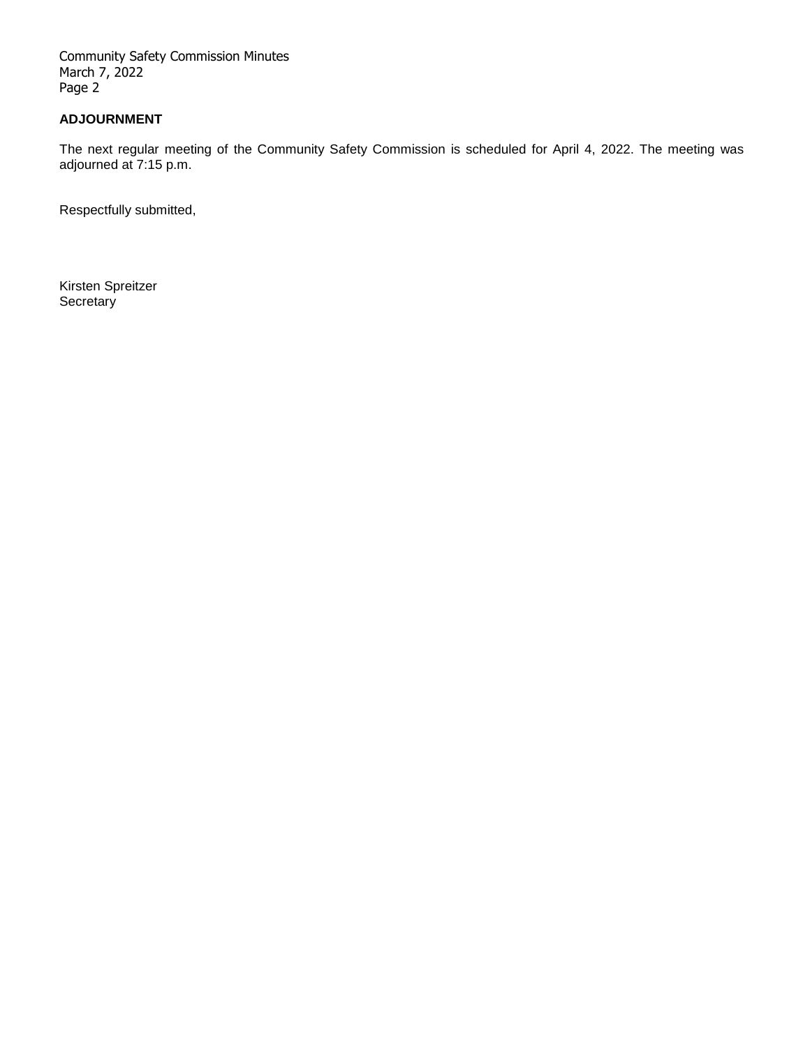## ADJOURNMENT

The next regular meeting of the Community Safety Commission is scheduled for April 4, 2022. The meeting was adjourned at 7:15 p.m.

Respectfully submitted,

Kirsten Spreitzer
Secretary